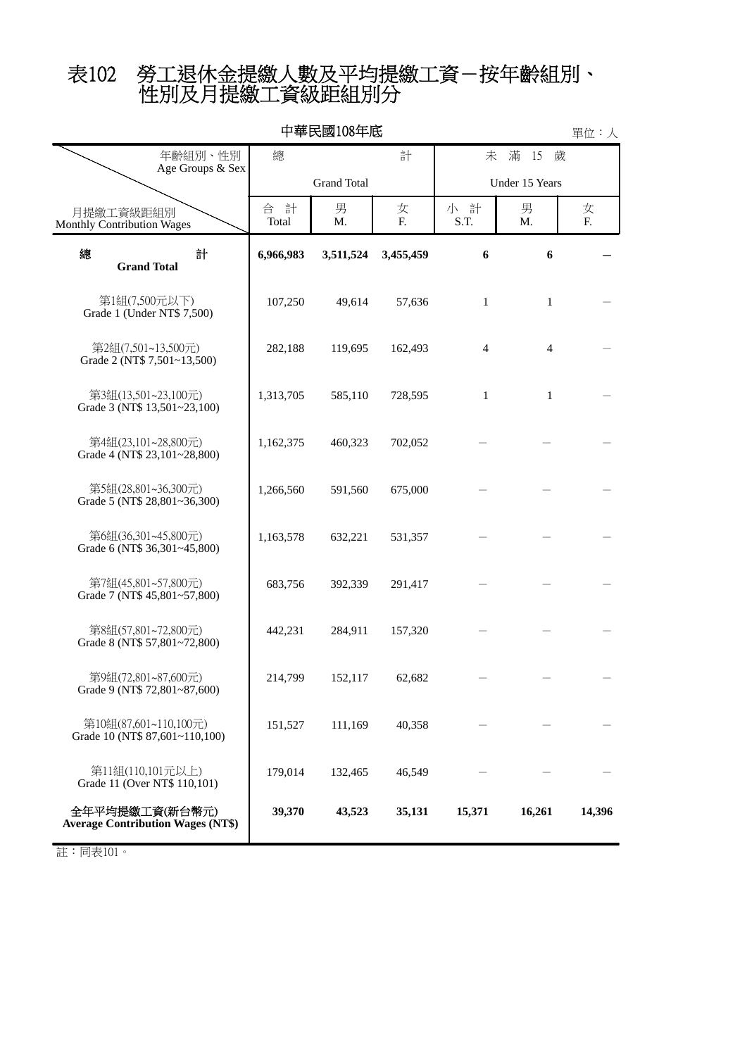# 表102　勞工退休金提繳人數及平均提繳工資－按年齡組別、性別及月提繳工資級距組別分

中華民國108年底

單位：人

| 月提繳工資級距組別 Monthly Contribution Wages \ 年齡組別、性別 Age Groups & Sex | 總計 Grand Total | | | 未滿15歲 Under 15 Years | | |
|---|---|---|---|---|---|---|
| | 合計 Total | 男 M. | 女 F. | 小計 S.T. | 男 M. | 女 F. |
| **總計 Grand Total** | **6,966,983** | **3,511,524** | **3,455,459** | **6** | **6** | **－** |
| 第1組(7,500元以下) Grade 1 (Under NT$ 7,500) | 107,250 | 49,614 | 57,636 | 1 | 1 | － |
| 第2組(7,501~13,500元) Grade 2 (NT$ 7,501~13,500) | 282,188 | 119,695 | 162,493 | 4 | 4 | － |
| 第3組(13,501~23,100元) Grade 3 (NT$ 13,501~23,100) | 1,313,705 | 585,110 | 728,595 | 1 | 1 | － |
| 第4組(23,101~28,800元) Grade 4 (NT$ 23,101~28,800) | 1,162,375 | 460,323 | 702,052 | － | － | － |
| 第5組(28,801~36,300元) Grade 5 (NT$ 28,801~36,300) | 1,266,560 | 591,560 | 675,000 | － | － | － |
| 第6組(36,301~45,800元) Grade 6 (NT$ 36,301~45,800) | 1,163,578 | 632,221 | 531,357 | － | － | － |
| 第7組(45,801~57,800元) Grade 7 (NT$ 45,801~57,800) | 683,756 | 392,339 | 291,417 | － | － | － |
| 第8組(57,801~72,800元) Grade 8 (NT$ 57,801~72,800) | 442,231 | 284,911 | 157,320 | － | － | － |
| 第9組(72,801~87,600元) Grade 9 (NT$ 72,801~87,600) | 214,799 | 152,117 | 62,682 | － | － | － |
| 第10組(87,601~110,100元) Grade 10 (NT$ 87,601~110,100) | 151,527 | 111,169 | 40,358 | － | － | － |
| 第11組(110,101元以上) Grade 11 (Over NT$ 110,101) | 179,014 | 132,465 | 46,549 | － | － | － |
| **全年平均提繳工資(新台幣元) Average Contribution Wages (NT$)** | **39,370** | **43,523** | **35,131** | **15,371** | **16,261** | **14,396** |

註：同表101。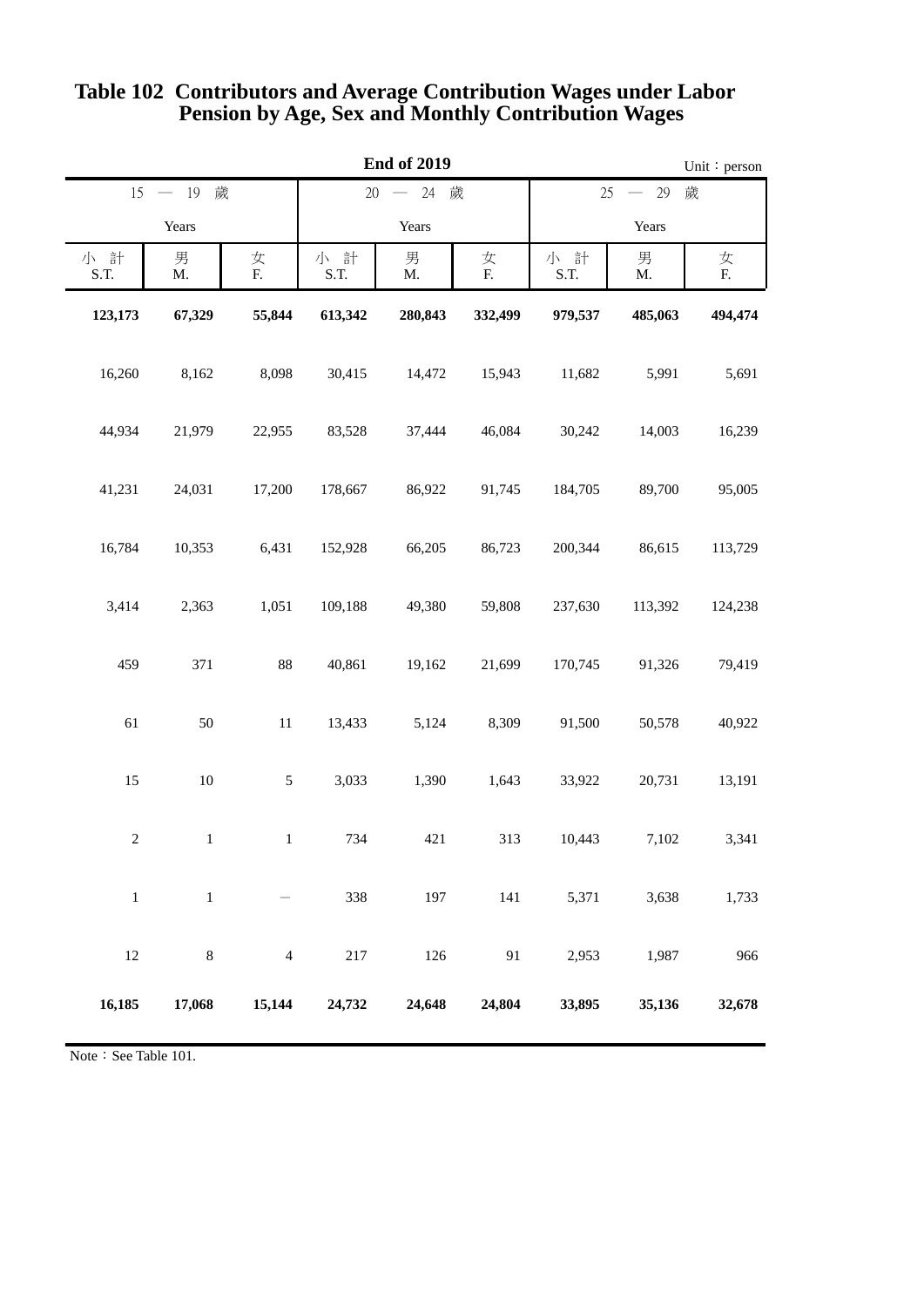# Table 102 Contributors and Average Contribution Wages under Labor Pension by Age, Sex and Monthly Contribution Wages

**End of 2019**

Unit：person

| 15 — 19 歲 Years | | | 20 — 24 歲 Years | | | 25 — 29 歲 Years | | |
|---|---|---|---|---|---|---|---|---|
| 小 計 S.T. | 男 M. | 女 F. | 小 計 S.T. | 男 M. | 女 F. | 小 計 S.T. | 男 M. | 女 F. |
| **123,173** | **67,329** | **55,844** | **613,342** | **280,843** | **332,499** | **979,537** | **485,063** | **494,474** |
| 16,260 | 8,162 | 8,098 | 30,415 | 14,472 | 15,943 | 11,682 | 5,991 | 5,691 |
| 44,934 | 21,979 | 22,955 | 83,528 | 37,444 | 46,084 | 30,242 | 14,003 | 16,239 |
| 41,231 | 24,031 | 17,200 | 178,667 | 86,922 | 91,745 | 184,705 | 89,700 | 95,005 |
| 16,784 | 10,353 | 6,431 | 152,928 | 66,205 | 86,723 | 200,344 | 86,615 | 113,729 |
| 3,414 | 2,363 | 1,051 | 109,188 | 49,380 | 59,808 | 237,630 | 113,392 | 124,238 |
| 459 | 371 | 88 | 40,861 | 19,162 | 21,699 | 170,745 | 91,326 | 79,419 |
| 61 | 50 | 11 | 13,433 | 5,124 | 8,309 | 91,500 | 50,578 | 40,922 |
| 15 | 10 | 5 | 3,033 | 1,390 | 1,643 | 33,922 | 20,731 | 13,191 |
| 2 | 1 | 1 | 734 | 421 | 313 | 10,443 | 7,102 | 3,341 |
| 1 | 1 | — | 338 | 197 | 141 | 5,371 | 3,638 | 1,733 |
| 12 | 8 | 4 | 217 | 126 | 91 | 2,953 | 1,987 | 966 |
| **16,185** | **17,068** | **15,144** | **24,732** | **24,648** | **24,804** | **33,895** | **35,136** | **32,678** |

Note：See Table 101.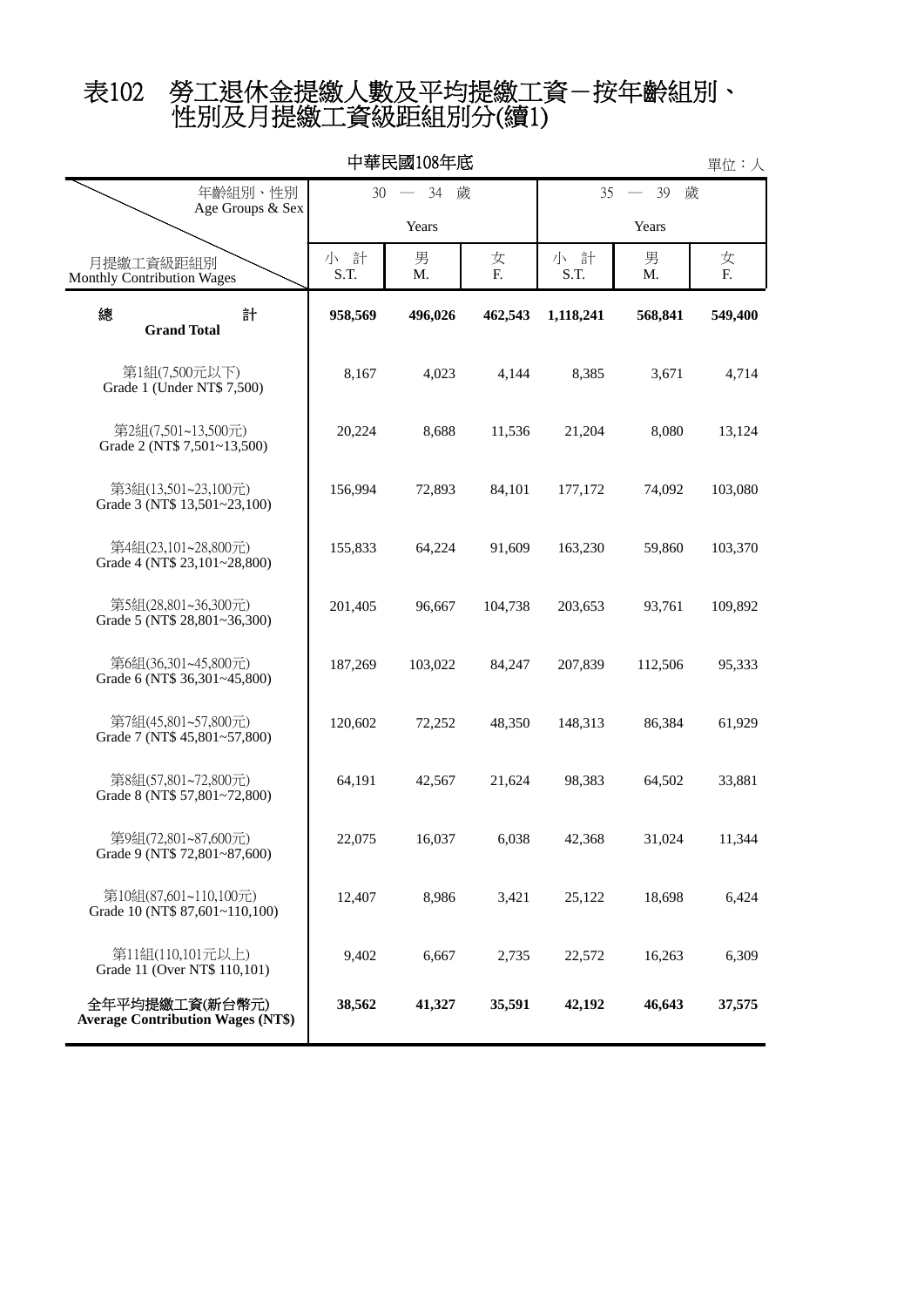# 表102 勞工退休金提繳人數及平均提繳工資－按年齡組別、性別及月提繳工資級距組別分(續1)

中華民國108年底

單位：人

| 年齡組別、性別 Age Groups & Sex / 月提繳工資級距組別 Monthly Contribution Wages | 30 — 34 歲 Years | | | 35 — 39 歲 Years | | |
|---|---|---|---|---|---|---|
| | 小 計 S.T. | 男 M. | 女 F. | 小 計 S.T. | 男 M. | 女 F. |
| **總 計 Grand Total** | **958,569** | **496,026** | **462,543** | **1,118,241** | **568,841** | **549,400** |
| 第1組(7,500元以下) Grade 1 (Under NT$ 7,500) | 8,167 | 4,023 | 4,144 | 8,385 | 3,671 | 4,714 |
| 第2組(7,501~13,500元) Grade 2 (NT$ 7,501~13,500) | 20,224 | 8,688 | 11,536 | 21,204 | 8,080 | 13,124 |
| 第3組(13,501~23,100元) Grade 3 (NT$ 13,501~23,100) | 156,994 | 72,893 | 84,101 | 177,172 | 74,092 | 103,080 |
| 第4組(23,101~28,800元) Grade 4 (NT$ 23,101~28,800) | 155,833 | 64,224 | 91,609 | 163,230 | 59,860 | 103,370 |
| 第5組(28,801~36,300元) Grade 5 (NT$ 28,801~36,300) | 201,405 | 96,667 | 104,738 | 203,653 | 93,761 | 109,892 |
| 第6組(36,301~45,800元) Grade 6 (NT$ 36,301~45,800) | 187,269 | 103,022 | 84,247 | 207,839 | 112,506 | 95,333 |
| 第7組(45,801~57,800元) Grade 7 (NT$ 45,801~57,800) | 120,602 | 72,252 | 48,350 | 148,313 | 86,384 | 61,929 |
| 第8組(57,801~72,800元) Grade 8 (NT$ 57,801~72,800) | 64,191 | 42,567 | 21,624 | 98,383 | 64,502 | 33,881 |
| 第9組(72,801~87,600元) Grade 9 (NT$ 72,801~87,600) | 22,075 | 16,037 | 6,038 | 42,368 | 31,024 | 11,344 |
| 第10組(87,601~110,100元) Grade 10 (NT$ 87,601~110,100) | 12,407 | 8,986 | 3,421 | 25,122 | 18,698 | 6,424 |
| 第11組(110,101元以上) Grade 11 (Over NT$ 110,101) | 9,402 | 6,667 | 2,735 | 22,572 | 16,263 | 6,309 |
| **全年平均提繳工資(新台幣元) Average Contribution Wages (NT$)** | **38,562** | **41,327** | **35,591** | **42,192** | **46,643** | **37,575** |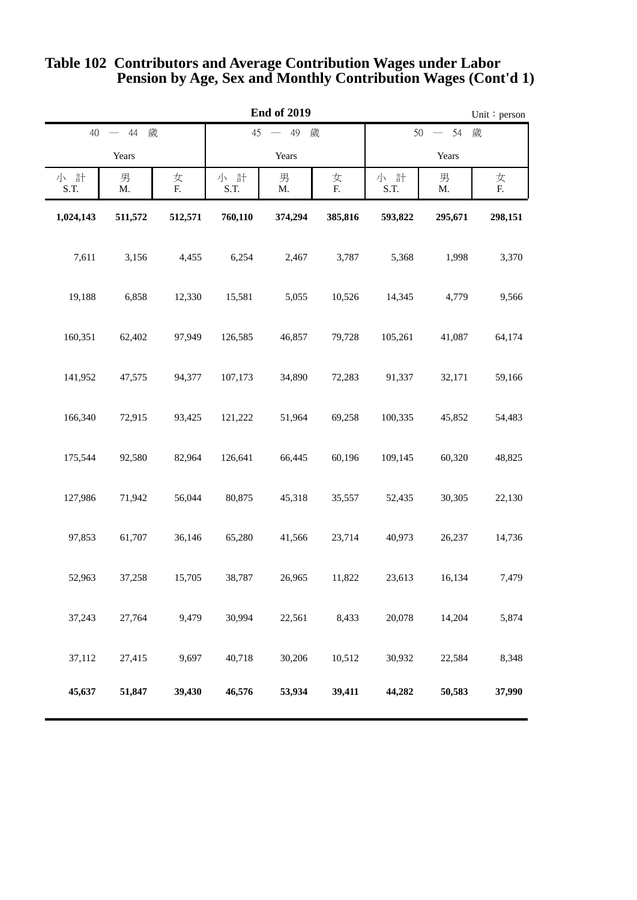# Table 102 Contributors and Average Contribution Wages under Labor Pension by Age, Sex and Monthly Contribution Wages (Cont'd 1)

**End of 2019**

Unit：person

| 40 — 44 歲 Years | | | 45 — 49 歲 Years | | | 50 — 54 歲 Years | | |
|---|---|---|---|---|---|---|---|---|
| 小 計 S.T. | 男 M. | 女 F. | 小 計 S.T. | 男 M. | 女 F. | 小 計 S.T. | 男 M. | 女 F. |
| **1,024,143** | **511,572** | **512,571** | **760,110** | **374,294** | **385,816** | **593,822** | **295,671** | **298,151** |
| 7,611 | 3,156 | 4,455 | 6,254 | 2,467 | 3,787 | 5,368 | 1,998 | 3,370 |
| 19,188 | 6,858 | 12,330 | 15,581 | 5,055 | 10,526 | 14,345 | 4,779 | 9,566 |
| 160,351 | 62,402 | 97,949 | 126,585 | 46,857 | 79,728 | 105,261 | 41,087 | 64,174 |
| 141,952 | 47,575 | 94,377 | 107,173 | 34,890 | 72,283 | 91,337 | 32,171 | 59,166 |
| 166,340 | 72,915 | 93,425 | 121,222 | 51,964 | 69,258 | 100,335 | 45,852 | 54,483 |
| 175,544 | 92,580 | 82,964 | 126,641 | 66,445 | 60,196 | 109,145 | 60,320 | 48,825 |
| 127,986 | 71,942 | 56,044 | 80,875 | 45,318 | 35,557 | 52,435 | 30,305 | 22,130 |
| 97,853 | 61,707 | 36,146 | 65,280 | 41,566 | 23,714 | 40,973 | 26,237 | 14,736 |
| 52,963 | 37,258 | 15,705 | 38,787 | 26,965 | 11,822 | 23,613 | 16,134 | 7,479 |
| 37,243 | 27,764 | 9,479 | 30,994 | 22,561 | 8,433 | 20,078 | 14,204 | 5,874 |
| 37,112 | 27,415 | 9,697 | 40,718 | 30,206 | 10,512 | 30,932 | 22,584 | 8,348 |
| **45,637** | **51,847** | **39,430** | **46,576** | **53,934** | **39,411** | **44,282** | **50,583** | **37,990** |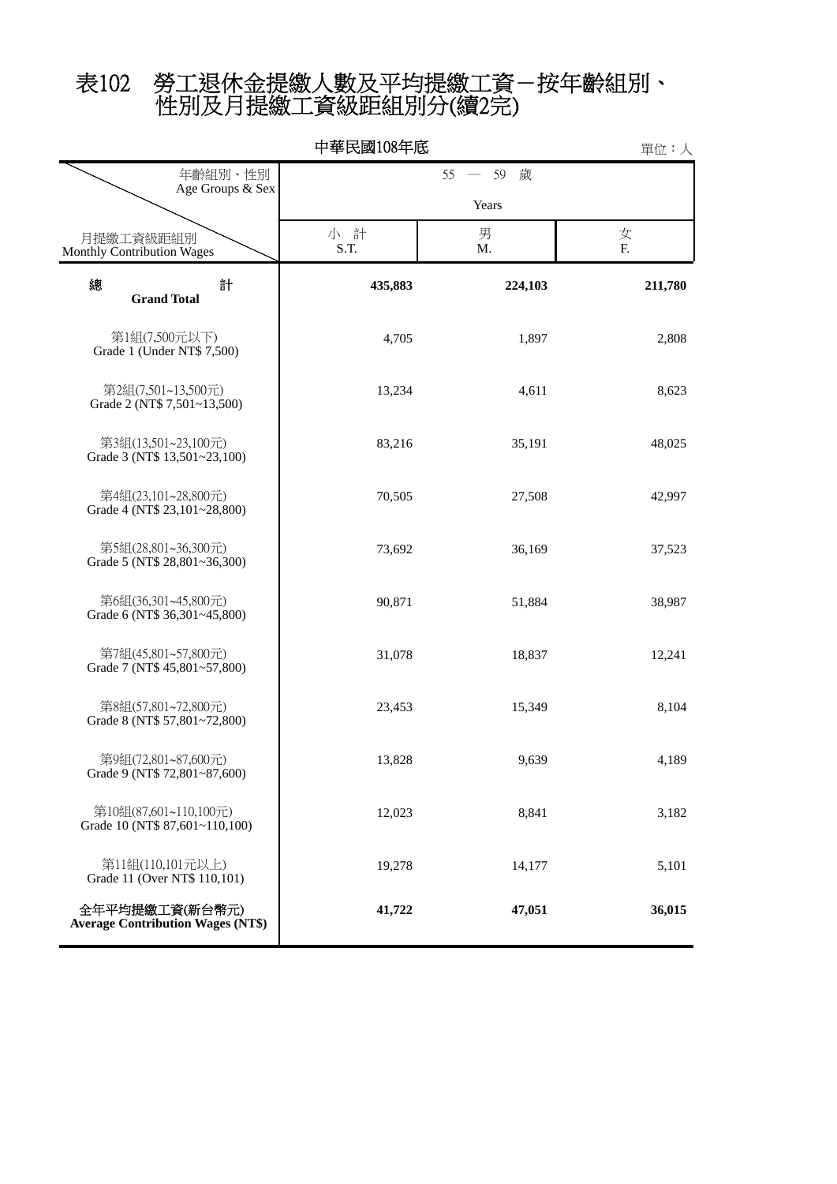# 表102　勞工退休金提繳人數及平均提繳工資－按年齡組別、性別及月提繳工資級距組別分(續2完)

中華民國108年底

單位：人

| 年齡組別、性別 Age Groups & Sex / 月提繳工資級距組別 Monthly Contribution Wages | 55 — 59 歲 Years | | |
|---|---|---|---|
| | 小 計 S.T. | 男 M. | 女 F. |
| **總 計 Grand Total** | **435,883** | **224,103** | **211,780** |
| 第1組(7,500元以下) Grade 1 (Under NT$ 7,500) | 4,705 | 1,897 | 2,808 |
| 第2組(7,501~13,500元) Grade 2 (NT$ 7,501~13,500) | 13,234 | 4,611 | 8,623 |
| 第3組(13,501~23,100元) Grade 3 (NT$ 13,501~23,100) | 83,216 | 35,191 | 48,025 |
| 第4組(23,101~28,800元) Grade 4 (NT$ 23,101~28,800) | 70,505 | 27,508 | 42,997 |
| 第5組(28,801~36,300元) Grade 5 (NT$ 28,801~36,300) | 73,692 | 36,169 | 37,523 |
| 第6組(36,301~45,800元) Grade 6 (NT$ 36,301~45,800) | 90,871 | 51,884 | 38,987 |
| 第7組(45,801~57,800元) Grade 7 (NT$ 45,801~57,800) | 31,078 | 18,837 | 12,241 |
| 第8組(57,801~72,800元) Grade 8 (NT$ 57,801~72,800) | 23,453 | 15,349 | 8,104 |
| 第9組(72,801~87,600元) Grade 9 (NT$ 72,801~87,600) | 13,828 | 9,639 | 4,189 |
| 第10組(87,601~110,100元) Grade 10 (NT$ 87,601~110,100) | 12,023 | 8,841 | 3,182 |
| 第11組(110,101元以上) Grade 11 (Over NT$ 110,101) | 19,278 | 14,177 | 5,101 |
| **全年平均提繳工資(新台幣元) Average Contribution Wages (NT$)** | **41,722** | **47,051** | **36,015** |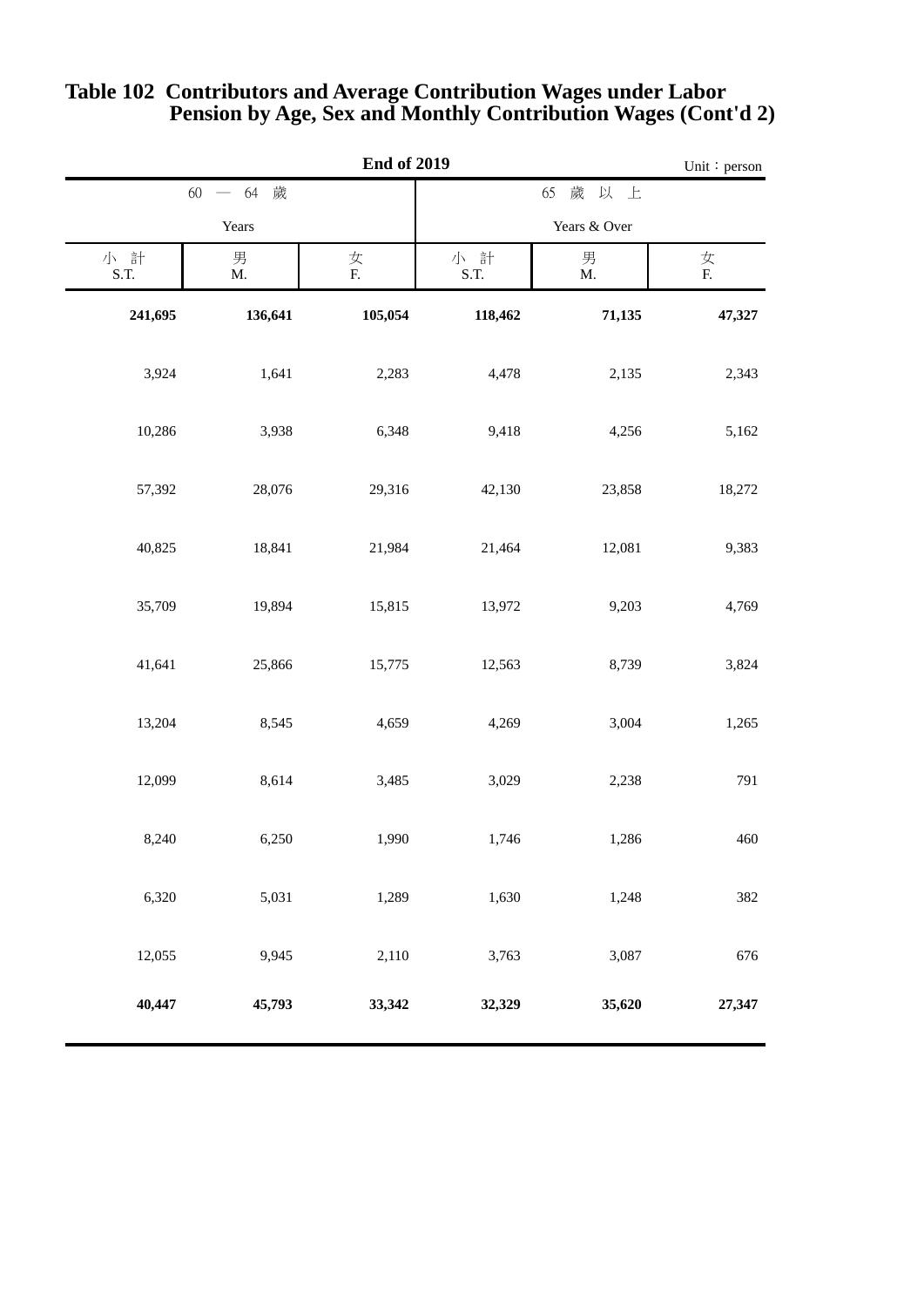# Table 102 Contributors and Average Contribution Wages under Labor Pension by Age, Sex and Monthly Contribution Wages (Cont'd 2)

**End of 2019**

Unit：person

| 60 — 64 歲 Years | | | 65 歲 以 上 Years & Over | | |
|---|---|---|---|---|---|
| 小 計 S.T. | 男 M. | 女 F. | 小 計 S.T. | 男 M. | 女 F. |
| **241,695** | **136,641** | **105,054** | **118,462** | **71,135** | **47,327** |
| 3,924 | 1,641 | 2,283 | 4,478 | 2,135 | 2,343 |
| 10,286 | 3,938 | 6,348 | 9,418 | 4,256 | 5,162 |
| 57,392 | 28,076 | 29,316 | 42,130 | 23,858 | 18,272 |
| 40,825 | 18,841 | 21,984 | 21,464 | 12,081 | 9,383 |
| 35,709 | 19,894 | 15,815 | 13,972 | 9,203 | 4,769 |
| 41,641 | 25,866 | 15,775 | 12,563 | 8,739 | 3,824 |
| 13,204 | 8,545 | 4,659 | 4,269 | 3,004 | 1,265 |
| 12,099 | 8,614 | 3,485 | 3,029 | 2,238 | 791 |
| 8,240 | 6,250 | 1,990 | 1,746 | 1,286 | 460 |
| 6,320 | 5,031 | 1,289 | 1,630 | 1,248 | 382 |
| 12,055 | 9,945 | 2,110 | 3,763 | 3,087 | 676 |
| **40,447** | **45,793** | **33,342** | **32,329** | **35,620** | **27,347** |